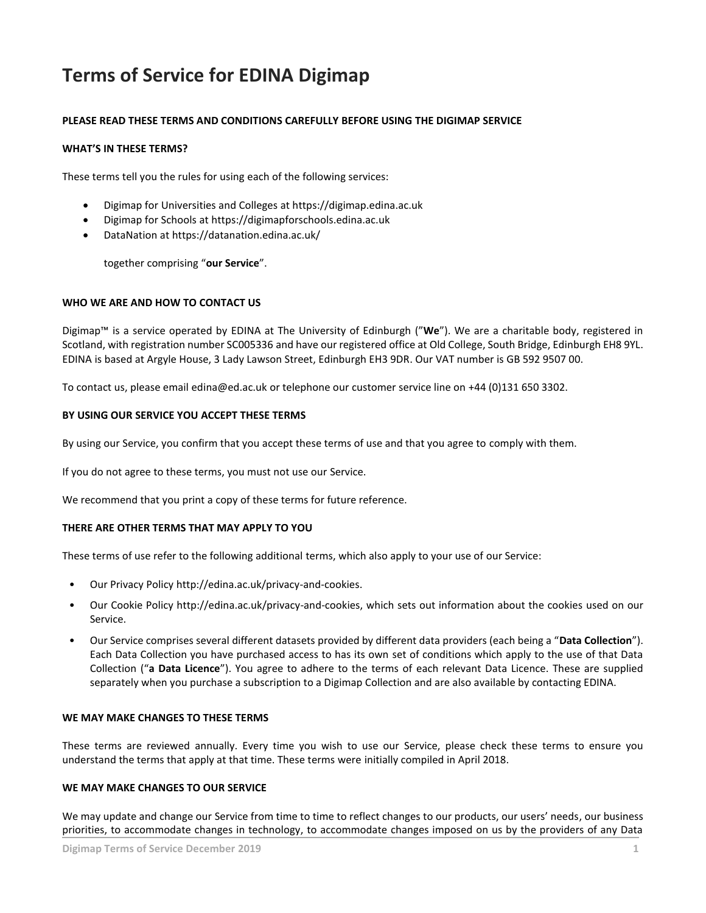# Terms of Service for EDINA Digimap

**PLEASE READ THESE TERMS AND CONDITIONS CAREFULLY BEFORE USING THE DIGIMAP SERVICE**

**WHAT'S IN THESE TERMS?**

These terms tell you the rules for using each of the following services:

- Digimap for Universities and Colleges at https://digimap.edina.ac.uk
- Digimap for Schools at https://digimapforschools.edina.ac.uk
- DataNation at https://datanation.edina.ac.uk/

  together comprising "**our Service**".

**WHO WE ARE AND HOW TO CONTACT US**

Digimap™ is a service operated by EDINA at The University of Edinburgh ("**We**"). We are a charitable body, registered in Scotland, with registration number SC005336 and have our registered office at Old College, South Bridge, Edinburgh EH8 9YL. EDINA is based at Argyle House, 3 Lady Lawson Street, Edinburgh EH3 9DR. Our VAT number is GB 592 9507 00.

To contact us, please email edina@ed.ac.uk or telephone our customer service line on +44 (0)131 650 3302.

**BY USING OUR SERVICE YOU ACCEPT THESE TERMS**

By using our Service, you confirm that you accept these terms of use and that you agree to comply with them.

If you do not agree to these terms, you must not use our Service.

We recommend that you print a copy of these terms for future reference.

**THERE ARE OTHER TERMS THAT MAY APPLY TO YOU**

These terms of use refer to the following additional terms, which also apply to your use of our Service:

- Our Privacy Policy http://edina.ac.uk/privacy-and-cookies.
- Our Cookie Policy http://edina.ac.uk/privacy-and-cookies, which sets out information about the cookies used on our Service.
- Our Service comprises several different datasets provided by different data providers (each being a "**Data Collection**"). Each Data Collection you have purchased access to has its own set of conditions which apply to the use of that Data Collection ("**a Data Licence**"). You agree to adhere to the terms of each relevant Data Licence. These are supplied separately when you purchase a subscription to a Digimap Collection and are also available by contacting EDINA.

**WE MAY MAKE CHANGES TO THESE TERMS**

These terms are reviewed annually. Every time you wish to use our Service, please check these terms to ensure you understand the terms that apply at that time. These terms were initially compiled in April 2018.

**WE MAY MAKE CHANGES TO OUR SERVICE**

We may update and change our Service from time to time to reflect changes to our products, our users' needs, our business priorities, to accommodate changes in technology, to accommodate changes imposed on us by the providers of any Data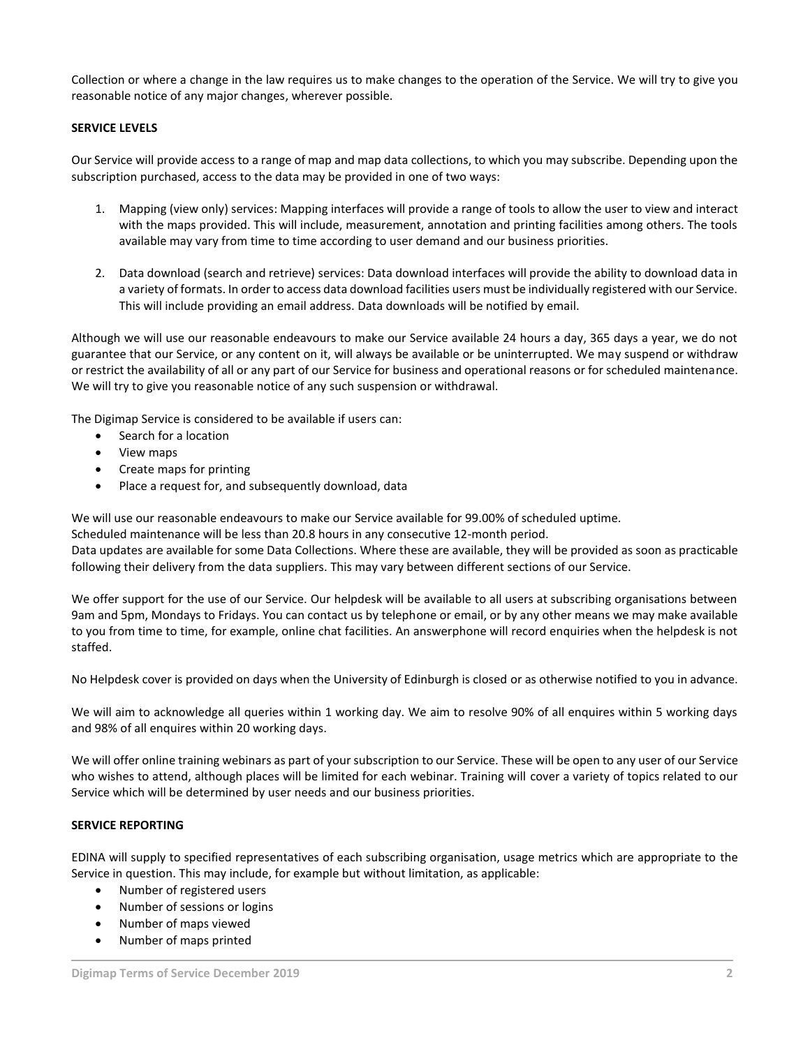Collection or where a change in the law requires us to make changes to the operation of the Service. We will try to give you reasonable notice of any major changes, wherever possible.

**SERVICE LEVELS**

Our Service will provide access to a range of map and map data collections, to which you may subscribe. Depending upon the subscription purchased, access to the data may be provided in one of two ways:

1. Mapping (view only) services: Mapping interfaces will provide a range of tools to allow the user to view and interact with the maps provided. This will include, measurement, annotation and printing facilities among others. The tools available may vary from time to time according to user demand and our business priorities.

2. Data download (search and retrieve) services: Data download interfaces will provide the ability to download data in a variety of formats. In order to access data download facilities users must be individually registered with our Service. This will include providing an email address. Data downloads will be notified by email.

Although we will use our reasonable endeavours to make our Service available 24 hours a day, 365 days a year, we do not guarantee that our Service, or any content on it, will always be available or be uninterrupted. We may suspend or withdraw or restrict the availability of all or any part of our Service for business and operational reasons or for scheduled maintenance. We will try to give you reasonable notice of any such suspension or withdrawal.

The Digimap Service is considered to be available if users can:

- Search for a location
- View maps
- Create maps for printing
- Place a request for, and subsequently download, data

We will use our reasonable endeavours to make our Service available for 99.00% of scheduled uptime.
Scheduled maintenance will be less than 20.8 hours in any consecutive 12-month period.
Data updates are available for some Data Collections. Where these are available, they will be provided as soon as practicable following their delivery from the data suppliers. This may vary between different sections of our Service.

We offer support for the use of our Service. Our helpdesk will be available to all users at subscribing organisations between 9am and 5pm, Mondays to Fridays. You can contact us by telephone or email, or by any other means we may make available to you from time to time, for example, online chat facilities. An answerphone will record enquiries when the helpdesk is not staffed.

No Helpdesk cover is provided on days when the University of Edinburgh is closed or as otherwise notified to you in advance.

We will aim to acknowledge all queries within 1 working day. We aim to resolve 90% of all enquires within 5 working days and 98% of all enquires within 20 working days.

We will offer online training webinars as part of your subscription to our Service. These will be open to any user of our Service who wishes to attend, although places will be limited for each webinar. Training will cover a variety of topics related to our Service which will be determined by user needs and our business priorities.

**SERVICE REPORTING**

EDINA will supply to specified representatives of each subscribing organisation, usage metrics which are appropriate to the Service in question. This may include, for example but without limitation, as applicable:

- Number of registered users
- Number of sessions or logins
- Number of maps viewed
- Number of maps printed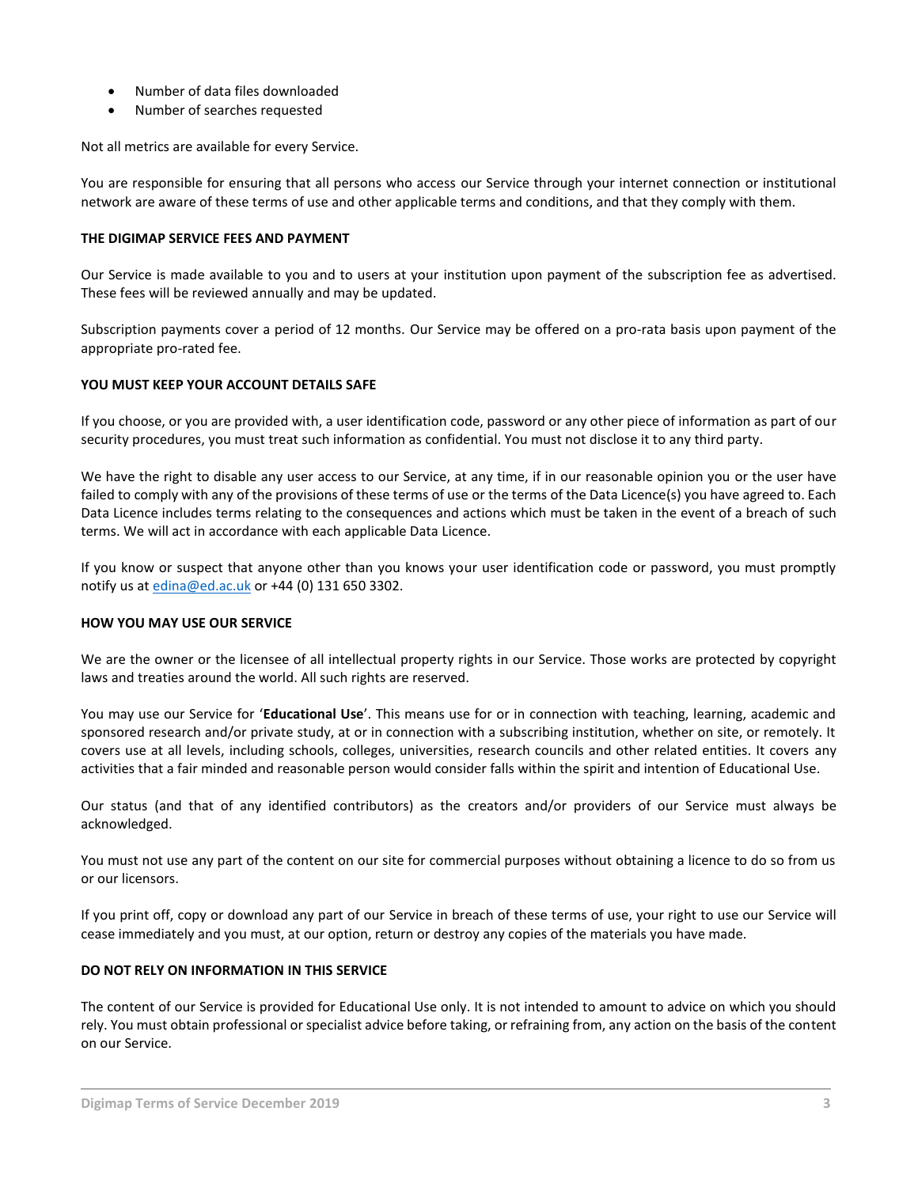- Number of data files downloaded
- Number of searches requested

Not all metrics are available for every Service.

You are responsible for ensuring that all persons who access our Service through your internet connection or institutional network are aware of these terms of use and other applicable terms and conditions, and that they comply with them.

**THE DIGIMAP SERVICE FEES AND PAYMENT**

Our Service is made available to you and to users at your institution upon payment of the subscription fee as advertised. These fees will be reviewed annually and may be updated.

Subscription payments cover a period of 12 months. Our Service may be offered on a pro-rata basis upon payment of the appropriate pro-rated fee.

**YOU MUST KEEP YOUR ACCOUNT DETAILS SAFE**

If you choose, or you are provided with, a user identification code, password or any other piece of information as part of our security procedures, you must treat such information as confidential. You must not disclose it to any third party.

We have the right to disable any user access to our Service, at any time, if in our reasonable opinion you or the user have failed to comply with any of the provisions of these terms of use or the terms of the Data Licence(s) you have agreed to. Each Data Licence includes terms relating to the consequences and actions which must be taken in the event of a breach of such terms. We will act in accordance with each applicable Data Licence.

If you know or suspect that anyone other than you knows your user identification code or password, you must promptly notify us at edina@ed.ac.uk or +44 (0) 131 650 3302.

**HOW YOU MAY USE OUR SERVICE**

We are the owner or the licensee of all intellectual property rights in our Service. Those works are protected by copyright laws and treaties around the world. All such rights are reserved.

You may use our Service for '**Educational Use**'. This means use for or in connection with teaching, learning, academic and sponsored research and/or private study, at or in connection with a subscribing institution, whether on site, or remotely. It covers use at all levels, including schools, colleges, universities, research councils and other related entities. It covers any activities that a fair minded and reasonable person would consider falls within the spirit and intention of Educational Use.

Our status (and that of any identified contributors) as the creators and/or providers of our Service must always be acknowledged.

You must not use any part of the content on our site for commercial purposes without obtaining a licence to do so from us or our licensors.

If you print off, copy or download any part of our Service in breach of these terms of use, your right to use our Service will cease immediately and you must, at our option, return or destroy any copies of the materials you have made.

**DO NOT RELY ON INFORMATION IN THIS SERVICE**

The content of our Service is provided for Educational Use only. It is not intended to amount to advice on which you should rely. You must obtain professional or specialist advice before taking, or refraining from, any action on the basis of the content on our Service.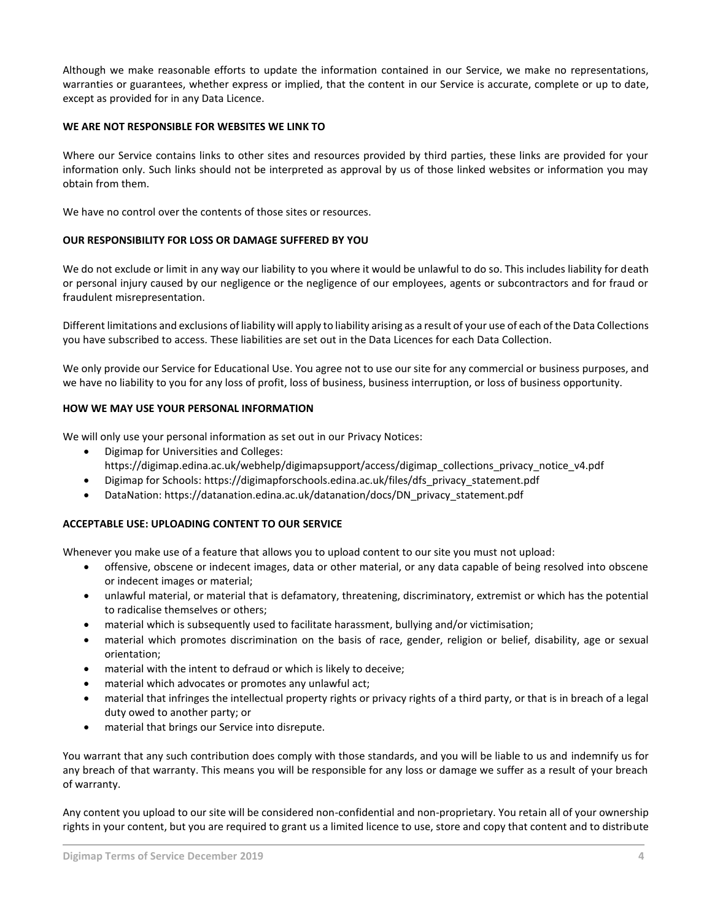Although we make reasonable efforts to update the information contained in our Service, we make no representations, warranties or guarantees, whether express or implied, that the content in our Service is accurate, complete or up to date, except as provided for in any Data Licence.

**WE ARE NOT RESPONSIBLE FOR WEBSITES WE LINK TO**

Where our Service contains links to other sites and resources provided by third parties, these links are provided for your information only. Such links should not be interpreted as approval by us of those linked websites or information you may obtain from them.

We have no control over the contents of those sites or resources.

**OUR RESPONSIBILITY FOR LOSS OR DAMAGE SUFFERED BY YOU**

We do not exclude or limit in any way our liability to you where it would be unlawful to do so. This includes liability for death or personal injury caused by our negligence or the negligence of our employees, agents or subcontractors and for fraud or fraudulent misrepresentation.

Different limitations and exclusions of liability will apply to liability arising as a result of your use of each of the Data Collections you have subscribed to access. These liabilities are set out in the Data Licences for each Data Collection.

We only provide our Service for Educational Use. You agree not to use our site for any commercial or business purposes, and we have no liability to you for any loss of profit, loss of business, business interruption, or loss of business opportunity.

**HOW WE MAY USE YOUR PERSONAL INFORMATION**

We will only use your personal information as set out in our Privacy Notices:

- Digimap for Universities and Colleges: https://digimap.edina.ac.uk/webhelp/digimapsupport/access/digimap_collections_privacy_notice_v4.pdf
- Digimap for Schools: https://digimapforschools.edina.ac.uk/files/dfs_privacy_statement.pdf
- DataNation: https://datanation.edina.ac.uk/datanation/docs/DN_privacy_statement.pdf

**ACCEPTABLE USE: UPLOADING CONTENT TO OUR SERVICE**

Whenever you make use of a feature that allows you to upload content to our site you must not upload:

- offensive, obscene or indecent images, data or other material, or any data capable of being resolved into obscene or indecent images or material;
- unlawful material, or material that is defamatory, threatening, discriminatory, extremist or which has the potential to radicalise themselves or others;
- material which is subsequently used to facilitate harassment, bullying and/or victimisation;
- material which promotes discrimination on the basis of race, gender, religion or belief, disability, age or sexual orientation;
- material with the intent to defraud or which is likely to deceive;
- material which advocates or promotes any unlawful act;
- material that infringes the intellectual property rights or privacy rights of a third party, or that is in breach of a legal duty owed to another party; or
- material that brings our Service into disrepute.

You warrant that any such contribution does comply with those standards, and you will be liable to us and indemnify us for any breach of that warranty. This means you will be responsible for any loss or damage we suffer as a result of your breach of warranty.

Any content you upload to our site will be considered non-confidential and non-proprietary. You retain all of your ownership rights in your content, but you are required to grant us a limited licence to use, store and copy that content and to distribute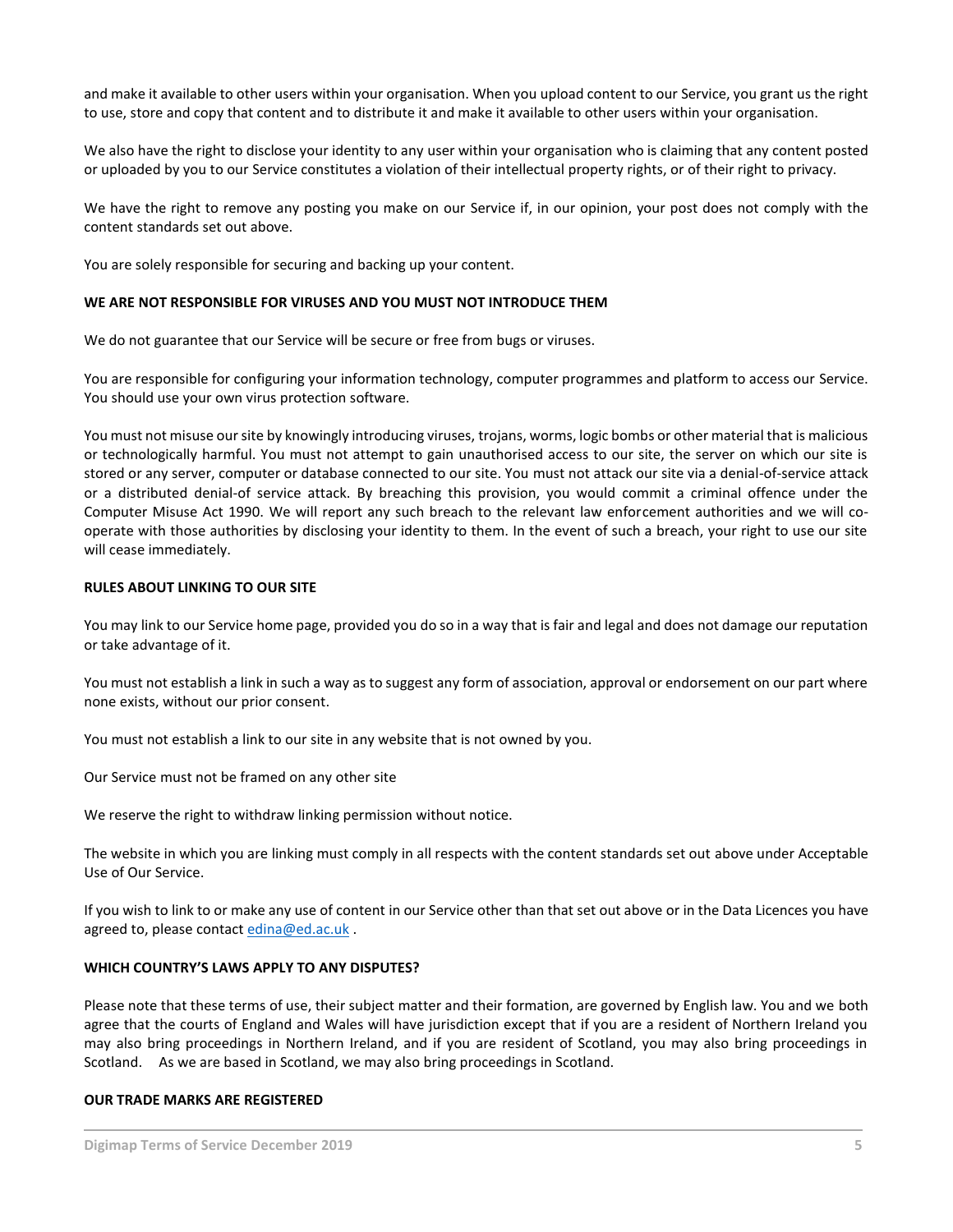and make it available to other users within your organisation. When you upload content to our Service, you grant us the right to use, store and copy that content and to distribute it and make it available to other users within your organisation.

We also have the right to disclose your identity to any user within your organisation who is claiming that any content posted or uploaded by you to our Service constitutes a violation of their intellectual property rights, or of their right to privacy.

We have the right to remove any posting you make on our Service if, in our opinion, your post does not comply with the content standards set out above.

You are solely responsible for securing and backing up your content.

**WE ARE NOT RESPONSIBLE FOR VIRUSES AND YOU MUST NOT INTRODUCE THEM**

We do not guarantee that our Service will be secure or free from bugs or viruses.

You are responsible for configuring your information technology, computer programmes and platform to access our Service. You should use your own virus protection software.

You must not misuse our site by knowingly introducing viruses, trojans, worms, logic bombs or other material that is malicious or technologically harmful. You must not attempt to gain unauthorised access to our site, the server on which our site is stored or any server, computer or database connected to our site. You must not attack our site via a denial-of-service attack or a distributed denial-of service attack. By breaching this provision, you would commit a criminal offence under the Computer Misuse Act 1990. We will report any such breach to the relevant law enforcement authorities and we will co-operate with those authorities by disclosing your identity to them. In the event of such a breach, your right to use our site will cease immediately.

**RULES ABOUT LINKING TO OUR SITE**

You may link to our Service home page, provided you do so in a way that is fair and legal and does not damage our reputation or take advantage of it.

You must not establish a link in such a way as to suggest any form of association, approval or endorsement on our part where none exists, without our prior consent.

You must not establish a link to our site in any website that is not owned by you.

Our Service must not be framed on any other site

We reserve the right to withdraw linking permission without notice.

The website in which you are linking must comply in all respects with the content standards set out above under Acceptable Use of Our Service.

If you wish to link to or make any use of content in our Service other than that set out above or in the Data Licences you have agreed to, please contact edina@ed.ac.uk .

**WHICH COUNTRY'S LAWS APPLY TO ANY DISPUTES?**

Please note that these terms of use, their subject matter and their formation, are governed by English law. You and we both agree that the courts of England and Wales will have jurisdiction except that if you are a resident of Northern Ireland you may also bring proceedings in Northern Ireland, and if you are resident of Scotland, you may also bring proceedings in Scotland. As we are based in Scotland, we may also bring proceedings in Scotland.

**OUR TRADE MARKS ARE REGISTERED**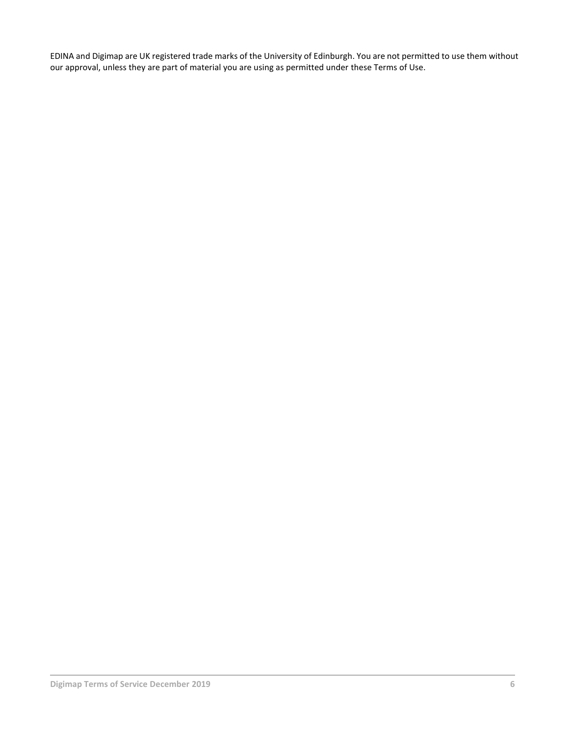EDINA and Digimap are UK registered trade marks of the University of Edinburgh. You are not permitted to use them without our approval, unless they are part of material you are using as permitted under these Terms of Use.